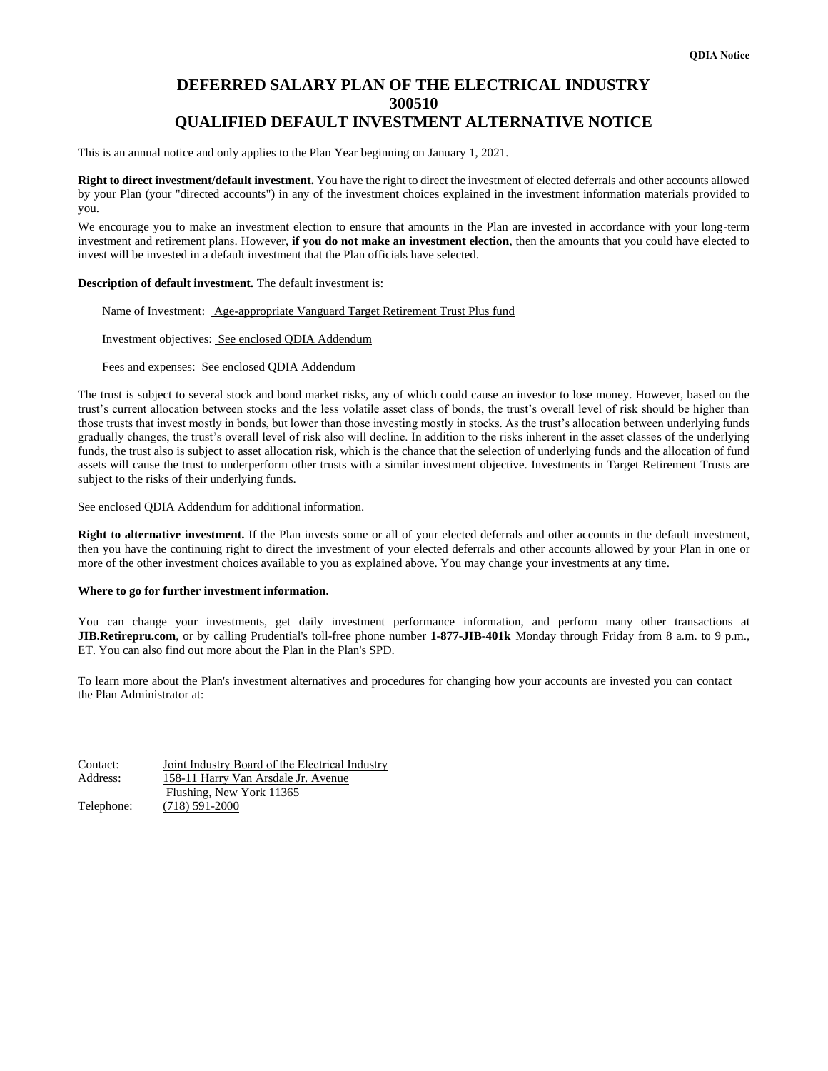# DEFERRED SALARY PLAN OF THE ELECTRICAL INDUSTRY
# 300510
# QUALIFIED DEFAULT INVESTMENT ALTERNATIVE NOTICE

This is an annual notice and only applies to the Plan Year beginning on January 1, 2021.

**Right to direct investment/default investment.** You have the right to direct the investment of elected deferrals and other accounts allowed by your Plan (your "directed accounts") in any of the investment choices explained in the investment information materials provided to you.

We encourage you to make an investment election to ensure that amounts in the Plan are invested in accordance with your long-term investment and retirement plans. However, **if you do not make an investment election**, then the amounts that you could have elected to invest will be invested in a default investment that the Plan officials have selected.

**Description of default investment.** The default investment is:

Name of Investment: Age-appropriate Vanguard Target Retirement Trust Plus fund

Investment objectives: See enclosed QDIA Addendum

Fees and expenses: See enclosed QDIA Addendum

The trust is subject to several stock and bond market risks, any of which could cause an investor to lose money. However, based on the trust's current allocation between stocks and the less volatile asset class of bonds, the trust's overall level of risk should be higher than those trusts that invest mostly in bonds, but lower than those investing mostly in stocks. As the trust's allocation between underlying funds gradually changes, the trust's overall level of risk also will decline. In addition to the risks inherent in the asset classes of the underlying funds, the trust also is subject to asset allocation risk, which is the chance that the selection of underlying funds and the allocation of fund assets will cause the trust to underperform other trusts with a similar investment objective. Investments in Target Retirement Trusts are subject to the risks of their underlying funds.

See enclosed QDIA Addendum for additional information.

**Right to alternative investment.** If the Plan invests some or all of your elected deferrals and other accounts in the default investment, then you have the continuing right to direct the investment of your elected deferrals and other accounts allowed by your Plan in one or more of the other investment choices available to you as explained above. You may change your investments at any time.

**Where to go for further investment information.**

You can change your investments, get daily investment performance information, and perform many other transactions at **JIB.Retirepru.com**, or by calling Prudential's toll-free phone number **1-877-JIB-401k** Monday through Friday from 8 a.m. to 9 p.m., ET. You can also find out more about the Plan in the Plan's SPD.

To learn more about the Plan's investment alternatives and procedures for changing how your accounts are invested you can contact the Plan Administrator at:

Contact: Joint Industry Board of the Electrical Industry
Address: 158-11 Harry Van Arsdale Jr. Avenue
Flushing, New York 11365
Telephone: (718) 591-2000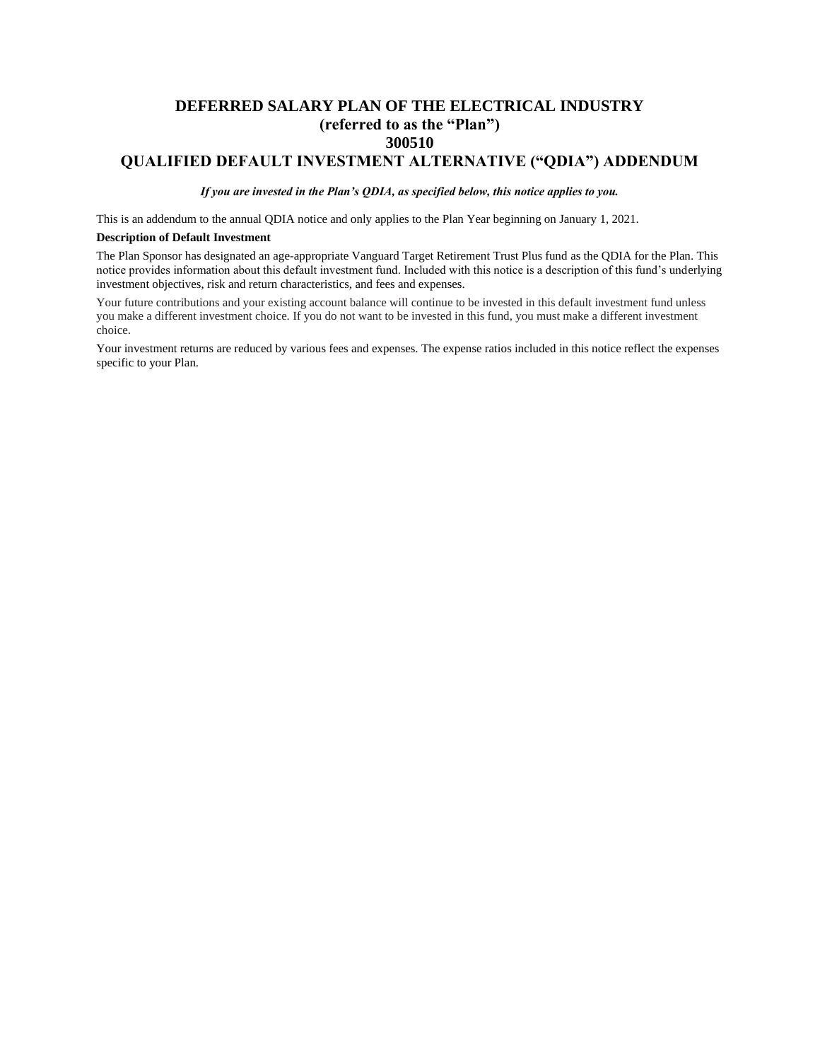# DEFERRED SALARY PLAN OF THE ELECTRICAL INDUSTRY
# (referred to as the "Plan")
# 300510
# QUALIFIED DEFAULT INVESTMENT ALTERNATIVE ("QDIA") ADDENDUM

***If you are invested in the Plan's QDIA, as specified below, this notice applies to you.***

This is an addendum to the annual QDIA notice and only applies to the Plan Year beginning on January 1, 2021.

**Description of Default Investment**

The Plan Sponsor has designated an age-appropriate Vanguard Target Retirement Trust Plus fund as the QDIA for the Plan. This notice provides information about this default investment fund. Included with this notice is a description of this fund's underlying investment objectives, risk and return characteristics, and fees and expenses.

Your future contributions and your existing account balance will continue to be invested in this default investment fund unless you make a different investment choice. If you do not want to be invested in this fund, you must make a different investment choice.

Your investment returns are reduced by various fees and expenses. The expense ratios included in this notice reflect the expenses specific to your Plan.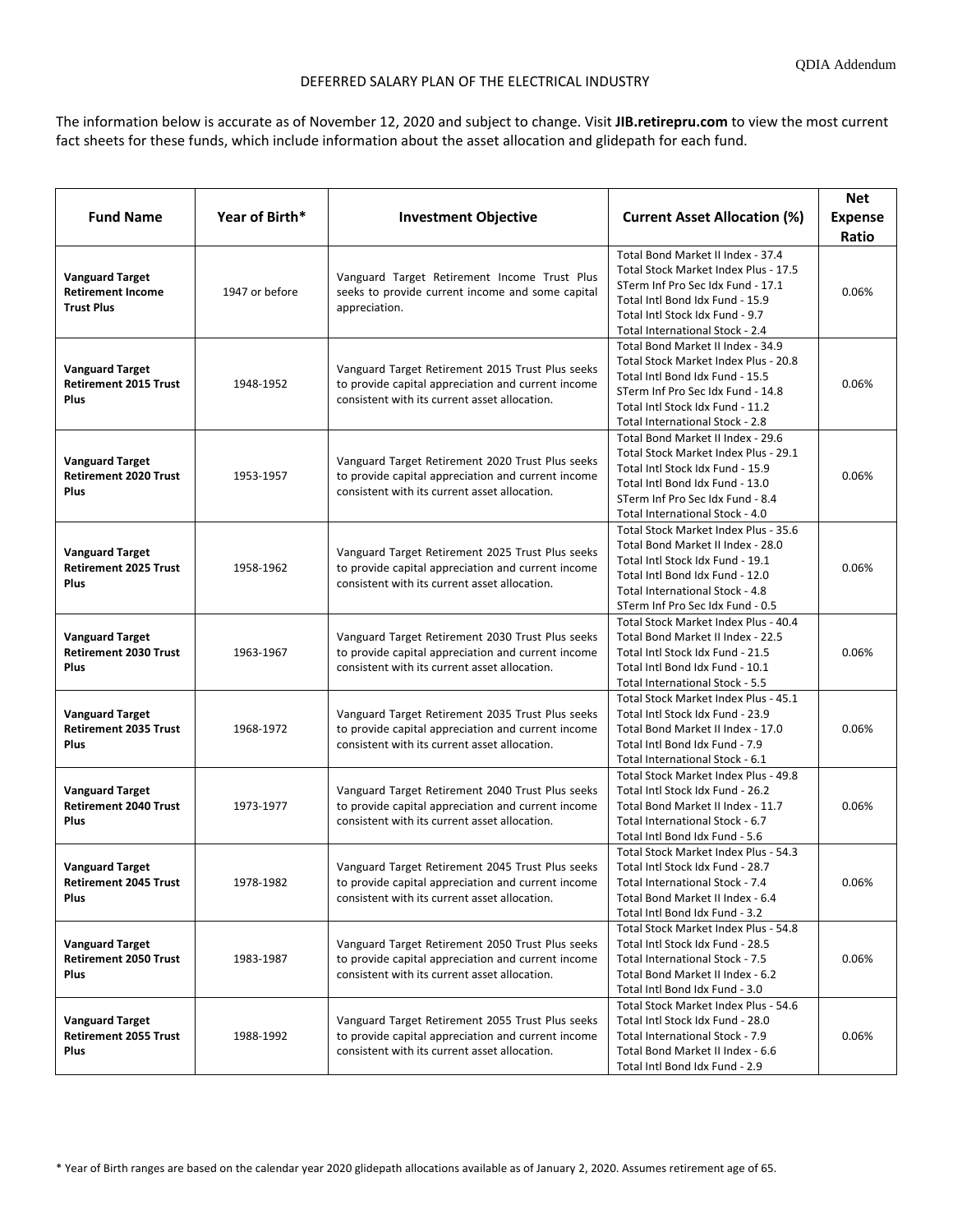DEFERRED SALARY PLAN OF THE ELECTRICAL INDUSTRY

The information below is accurate as of November 12, 2020 and subject to change. Visit **JIB.retirepru.com** to view the most current fact sheets for these funds, which include information about the asset allocation and glidepath for each fund.

| Fund Name | Year of Birth* | Investment Objective | Current Asset Allocation (%) | Net Expense Ratio |
|---|---|---|---|---|
| **Vanguard Target Retirement Income Trust Plus** | 1947 or before | Vanguard Target Retirement Income Trust Plus seeks to provide current income and some capital appreciation. | Total Bond Market II Index - 37.4<br>Total Stock Market Index Plus - 17.5<br>STerm Inf Pro Sec Idx Fund - 17.1<br>Total Intl Bond Idx Fund - 15.9<br>Total Intl Stock Idx Fund - 9.7<br>Total International Stock - 2.4 | 0.06% |
| **Vanguard Target Retirement 2015 Trust Plus** | 1948-1952 | Vanguard Target Retirement 2015 Trust Plus seeks to provide capital appreciation and current income consistent with its current asset allocation. | Total Bond Market II Index - 34.9<br>Total Stock Market Index Plus - 20.8<br>Total Intl Bond Idx Fund - 15.5<br>STerm Inf Pro Sec Idx Fund - 14.8<br>Total Intl Stock Idx Fund - 11.2<br>Total International Stock - 2.8 | 0.06% |
| **Vanguard Target Retirement 2020 Trust Plus** | 1953-1957 | Vanguard Target Retirement 2020 Trust Plus seeks to provide capital appreciation and current income consistent with its current asset allocation. | Total Bond Market II Index - 29.6<br>Total Stock Market Index Plus - 29.1<br>Total Intl Stock Idx Fund - 15.9<br>Total Intl Bond Idx Fund - 13.0<br>STerm Inf Pro Sec Idx Fund - 8.4<br>Total International Stock - 4.0 | 0.06% |
| **Vanguard Target Retirement 2025 Trust Plus** | 1958-1962 | Vanguard Target Retirement 2025 Trust Plus seeks to provide capital appreciation and current income consistent with its current asset allocation. | Total Stock Market Index Plus - 35.6<br>Total Bond Market II Index - 28.0<br>Total Intl Stock Idx Fund - 19.1<br>Total Intl Bond Idx Fund - 12.0<br>Total International Stock - 4.8<br>STerm Inf Pro Sec Idx Fund - 0.5 | 0.06% |
| **Vanguard Target Retirement 2030 Trust Plus** | 1963-1967 | Vanguard Target Retirement 2030 Trust Plus seeks to provide capital appreciation and current income consistent with its current asset allocation. | Total Stock Market Index Plus - 40.4<br>Total Bond Market II Index - 22.5<br>Total Intl Stock Idx Fund - 21.5<br>Total Intl Bond Idx Fund - 10.1<br>Total International Stock - 5.5 | 0.06% |
| **Vanguard Target Retirement 2035 Trust Plus** | 1968-1972 | Vanguard Target Retirement 2035 Trust Plus seeks to provide capital appreciation and current income consistent with its current asset allocation. | Total Stock Market Index Plus - 45.1<br>Total Intl Stock Idx Fund - 23.9<br>Total Bond Market II Index - 17.0<br>Total Intl Bond Idx Fund - 7.9<br>Total International Stock - 6.1 | 0.06% |
| **Vanguard Target Retirement 2040 Trust Plus** | 1973-1977 | Vanguard Target Retirement 2040 Trust Plus seeks to provide capital appreciation and current income consistent with its current asset allocation. | Total Stock Market Index Plus - 49.8<br>Total Intl Stock Idx Fund - 26.2<br>Total Bond Market II Index - 11.7<br>Total International Stock - 6.7<br>Total Intl Bond Idx Fund - 5.6 | 0.06% |
| **Vanguard Target Retirement 2045 Trust Plus** | 1978-1982 | Vanguard Target Retirement 2045 Trust Plus seeks to provide capital appreciation and current income consistent with its current asset allocation. | Total Stock Market Index Plus - 54.3<br>Total Intl Stock Idx Fund - 28.7<br>Total International Stock - 7.4<br>Total Bond Market II Index - 6.4<br>Total Intl Bond Idx Fund - 3.2 | 0.06% |
| **Vanguard Target Retirement 2050 Trust Plus** | 1983-1987 | Vanguard Target Retirement 2050 Trust Plus seeks to provide capital appreciation and current income consistent with its current asset allocation. | Total Stock Market Index Plus - 54.8<br>Total Intl Stock Idx Fund - 28.5<br>Total International Stock - 7.5<br>Total Bond Market II Index - 6.2<br>Total Intl Bond Idx Fund - 3.0 | 0.06% |
| **Vanguard Target Retirement 2055 Trust Plus** | 1988-1992 | Vanguard Target Retirement 2055 Trust Plus seeks to provide capital appreciation and current income consistent with its current asset allocation. | Total Stock Market Index Plus - 54.6<br>Total Intl Stock Idx Fund - 28.0<br>Total International Stock - 7.9<br>Total Bond Market II Index - 6.6<br>Total Intl Bond Idx Fund - 2.9 | 0.06% |

* Year of Birth ranges are based on the calendar year 2020 glidepath allocations available as of January 2, 2020. Assumes retirement age of 65.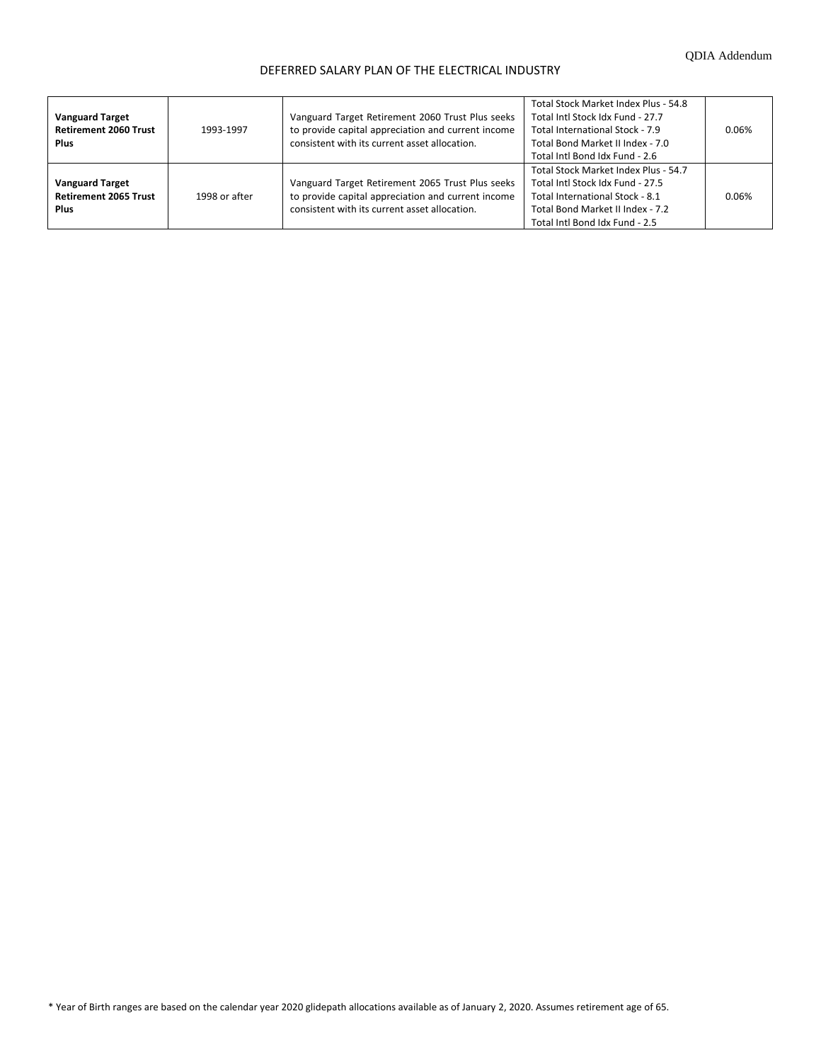DEFERRED SALARY PLAN OF THE ELECTRICAL INDUSTRY

| | | | | |
|---|---|---|---|---|
| **Vanguard Target Retirement 2060 Trust Plus** | 1993-1997 | Vanguard Target Retirement 2060 Trust Plus seeks to provide capital appreciation and current income consistent with its current asset allocation. | Total Stock Market Index Plus - 54.8<br>Total Intl Stock Idx Fund - 27.7<br>Total International Stock - 7.9<br>Total Bond Market II Index - 7.0<br>Total Intl Bond Idx Fund - 2.6 | 0.06% |
| **Vanguard Target Retirement 2065 Trust Plus** | 1998 or after | Vanguard Target Retirement 2065 Trust Plus seeks to provide capital appreciation and current income consistent with its current asset allocation. | Total Stock Market Index Plus - 54.7<br>Total Intl Stock Idx Fund - 27.5<br>Total International Stock - 8.1<br>Total Bond Market II Index - 7.2<br>Total Intl Bond Idx Fund - 2.5 | 0.06% |

* Year of Birth ranges are based on the calendar year 2020 glidepath allocations available as of January 2, 2020. Assumes retirement age of 65.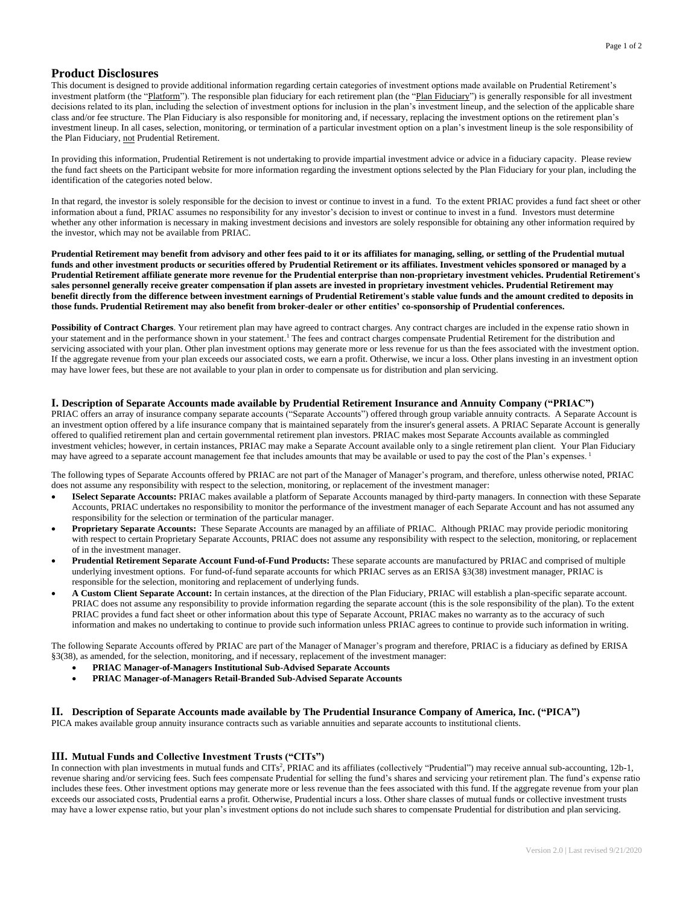## Product Disclosures

This document is designed to provide additional information regarding certain categories of investment options made available on Prudential Retirement's investment platform (the "Platform"). The responsible plan fiduciary for each retirement plan (the "Plan Fiduciary") is generally responsible for all investment decisions related to its plan, including the selection of investment options for inclusion in the plan's investment lineup, and the selection of the applicable share class and/or fee structure. The Plan Fiduciary is also responsible for monitoring and, if necessary, replacing the investment options on the retirement plan's investment lineup. In all cases, selection, monitoring, or termination of a particular investment option on a plan's investment lineup is the sole responsibility of the Plan Fiduciary, not Prudential Retirement.

In providing this information, Prudential Retirement is not undertaking to provide impartial investment advice or advice in a fiduciary capacity. Please review the fund fact sheets on the Participant website for more information regarding the investment options selected by the Plan Fiduciary for your plan, including the identification of the categories noted below.

In that regard, the investor is solely responsible for the decision to invest or continue to invest in a fund. To the extent PRIAC provides a fund fact sheet or other information about a fund, PRIAC assumes no responsibility for any investor's decision to invest or continue to invest in a fund. Investors must determine whether any other information is necessary in making investment decisions and investors are solely responsible for obtaining any other information required by the investor, which may not be available from PRIAC.

**Prudential Retirement may benefit from advisory and other fees paid to it or its affiliates for managing, selling, or settling of the Prudential mutual funds and other investment products or securities offered by Prudential Retirement or its affiliates. Investment vehicles sponsored or managed by a Prudential Retirement affiliate generate more revenue for the Prudential enterprise than non-proprietary investment vehicles. Prudential Retirement's sales personnel generally receive greater compensation if plan assets are invested in proprietary investment vehicles. Prudential Retirement may benefit directly from the difference between investment earnings of Prudential Retirement's stable value funds and the amount credited to deposits in those funds. Prudential Retirement may also benefit from broker-dealer or other entities' co-sponsorship of Prudential conferences.**

**Possibility of Contract Charges**. Your retirement plan may have agreed to contract charges. Any contract charges are included in the expense ratio shown in your statement and in the performance shown in your statement.[1] The fees and contract charges compensate Prudential Retirement for the distribution and servicing associated with your plan. Other plan investment options may generate more or less revenue for us than the fees associated with the investment option. If the aggregate revenue from your plan exceeds our associated costs, we earn a profit. Otherwise, we incur a loss. Other plans investing in an investment option may have lower fees, but these are not available to your plan in order to compensate us for distribution and plan servicing.

### I. Description of Separate Accounts made available by Prudential Retirement Insurance and Annuity Company ("PRIAC")

PRIAC offers an array of insurance company separate accounts ("Separate Accounts") offered through group variable annuity contracts. A Separate Account is an investment option offered by a life insurance company that is maintained separately from the insurer's general assets. A PRIAC Separate Account is generally offered to qualified retirement plan and certain governmental retirement plan investors. PRIAC makes most Separate Accounts available as commingled investment vehicles; however, in certain instances, PRIAC may make a Separate Account available only to a single retirement plan client. Your Plan Fiduciary may have agreed to a separate account management fee that includes amounts that may be available or used to pay the cost of the Plan's expenses. [1]

The following types of Separate Accounts offered by PRIAC are not part of the Manager of Manager's program, and therefore, unless otherwise noted, PRIAC does not assume any responsibility with respect to the selection, monitoring, or replacement of the investment manager:

- **ISelect Separate Accounts:** PRIAC makes available a platform of Separate Accounts managed by third-party managers. In connection with these Separate Accounts, PRIAC undertakes no responsibility to monitor the performance of the investment manager of each Separate Account and has not assumed any responsibility for the selection or termination of the particular manager.
- **Proprietary Separate Accounts:** These Separate Accounts are managed by an affiliate of PRIAC. Although PRIAC may provide periodic monitoring with respect to certain Proprietary Separate Accounts, PRIAC does not assume any responsibility with respect to the selection, monitoring, or replacement of in the investment manager.
- **Prudential Retirement Separate Account Fund-of-Fund Products:** These separate accounts are manufactured by PRIAC and comprised of multiple underlying investment options. For fund-of-fund separate accounts for which PRIAC serves as an ERISA §3(38) investment manager, PRIAC is responsible for the selection, monitoring and replacement of underlying funds.
- **A Custom Client Separate Account:** In certain instances, at the direction of the Plan Fiduciary, PRIAC will establish a plan-specific separate account. PRIAC does not assume any responsibility to provide information regarding the separate account (this is the sole responsibility of the plan). To the extent PRIAC provides a fund fact sheet or other information about this type of Separate Account, PRIAC makes no warranty as to the accuracy of such information and makes no undertaking to continue to provide such information unless PRIAC agrees to continue to provide such information in writing.

The following Separate Accounts offered by PRIAC are part of the Manager of Manager's program and therefore, PRIAC is a fiduciary as defined by ERISA §3(38), as amended, for the selection, monitoring, and if necessary, replacement of the investment manager:

- **PRIAC Manager-of-Managers Institutional Sub-Advised Separate Accounts**
- **PRIAC Manager-of-Managers Retail-Branded Sub-Advised Separate Accounts**

### II. Description of Separate Accounts made available by The Prudential Insurance Company of America, Inc. ("PICA")

PICA makes available group annuity insurance contracts such as variable annuities and separate accounts to institutional clients.

### III. Mutual Funds and Collective Investment Trusts ("CITs")

In connection with plan investments in mutual funds and CITs[2], PRIAC and its affiliates (collectively "Prudential") may receive annual sub-accounting, 12b-1, revenue sharing and/or servicing fees. Such fees compensate Prudential for selling the fund's shares and servicing your retirement plan. The fund's expense ratio includes these fees. Other investment options may generate more or less revenue than the fees associated with this fund. If the aggregate revenue from your plan exceeds our associated costs, Prudential earns a profit. Otherwise, Prudential incurs a loss. Other share classes of mutual funds or collective investment trusts may have a lower expense ratio, but your plan's investment options do not include such shares to compensate Prudential for distribution and plan servicing.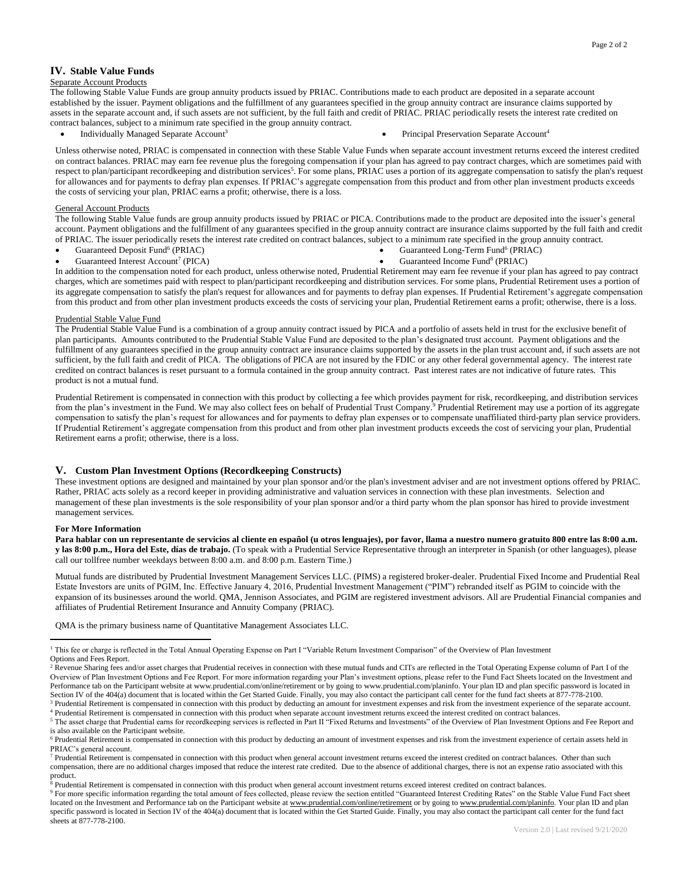## IV. Stable Value Funds

Separate Account Products

The following Stable Value Funds are group annuity products issued by PRIAC. Contributions made to each product are deposited in a separate account established by the issuer. Payment obligations and the fulfillment of any guarantees specified in the group annuity contract are insurance claims supported by assets in the separate account and, if such assets are not sufficient, by the full faith and credit of PRIAC. PRIAC periodically resets the interest rate credited on contract balances, subject to a minimum rate specified in the group annuity contract.

- Individually Managed Separate Account[3]
- Principal Preservation Separate Account[4]

Unless otherwise noted, PRIAC is compensated in connection with these Stable Value Funds when separate account investment returns exceed the interest credited on contract balances. PRIAC may earn fee revenue plus the foregoing compensation if your plan has agreed to pay contract charges, which are sometimes paid with respect to plan/participant recordkeeping and distribution services[5]. For some plans, PRIAC uses a portion of its aggregate compensation to satisfy the plan's request for allowances and for payments to defray plan expenses. If PRIAC's aggregate compensation from this product and from other plan investment products exceeds the costs of servicing your plan, PRIAC earns a profit; otherwise, there is a loss.

General Account Products

The following Stable Value funds are group annuity products issued by PRIAC or PICA. Contributions made to the product are deposited into the issuer's general account. Payment obligations and the fulfillment of any guarantees specified in the group annuity contract are insurance claims supported by the full faith and credit of PRIAC. The issuer periodically resets the interest rate credited on contract balances, subject to a minimum rate specified in the group annuity contract.

- Guaranteed Deposit Fund[6] (PRIAC)
- Guaranteed Interest Account[7] (PICA)
- Guaranteed Long-Term Fund[6] (PRIAC)
- Guaranteed Income Fund[8] (PRIAC)

In addition to the compensation noted for each product, unless otherwise noted, Prudential Retirement may earn fee revenue if your plan has agreed to pay contract charges, which are sometimes paid with respect to plan/participant recordkeeping and distribution services. For some plans, Prudential Retirement uses a portion of its aggregate compensation to satisfy the plan's request for allowances and for payments to defray plan expenses. If Prudential Retirement's aggregate compensation from this product and from other plan investment products exceeds the costs of servicing your plan, Prudential Retirement earns a profit; otherwise, there is a loss.

Prudential Stable Value Fund

The Prudential Stable Value Fund is a combination of a group annuity contract issued by PICA and a portfolio of assets held in trust for the exclusive benefit of plan participants. Amounts contributed to the Prudential Stable Value Fund are deposited to the plan's designated trust account. Payment obligations and the fulfillment of any guarantees specified in the group annuity contract are insurance claims supported by the assets in the plan trust account and, if such assets are not sufficient, by the full faith and credit of PICA. The obligations of PICA are not insured by the FDIC or any other federal governmental agency. The interest rate credited on contract balances is reset pursuant to a formula contained in the group annuity contract. Past interest rates are not indicative of future rates. This product is not a mutual fund.

Prudential Retirement is compensated in connection with this product by collecting a fee which provides payment for risk, recordkeeping, and distribution services from the plan's investment in the Fund. We may also collect fees on behalf of Prudential Trust Company.[9] Prudential Retirement may use a portion of its aggregate compensation to satisfy the plan's request for allowances and for payments to defray plan expenses or to compensate unaffiliated third-party plan service providers. If Prudential Retirement's aggregate compensation from this product and from other plan investment products exceeds the cost of servicing your plan, Prudential Retirement earns a profit; otherwise, there is a loss.

## V. Custom Plan Investment Options (Recordkeeping Constructs)

These investment options are designed and maintained by your plan sponsor and/or the plan's investment adviser and are not investment options offered by PRIAC. Rather, PRIAC acts solely as a record keeper in providing administrative and valuation services in connection with these plan investments. Selection and management of these plan investments is the sole responsibility of your plan sponsor and/or a third party whom the plan sponsor has hired to provide investment management services.

**For More Information**

**Para hablar con un representante de servicios al cliente en español (u otros lenguajes), por favor, llama a nuestro numero gratuito 800 entre las 8:00 a.m. y las 8:00 p.m., Hora del Este, días de trabajo.** (To speak with a Prudential Service Representative through an interpreter in Spanish (or other languages), please call our tollfree number weekdays between 8:00 a.m. and 8:00 p.m. Eastern Time.)

Mutual funds are distributed by Prudential Investment Management Services LLC. (PIMS) a registered broker-dealer. Prudential Fixed Income and Prudential Real Estate Investors are units of PGIM, Inc. Effective January 4, 2016, Prudential Investment Management ("PIM") rebranded itself as PGIM to coincide with the expansion of its businesses around the world. QMA, Jennison Associates, and PGIM are registered investment advisors. All are Prudential Financial companies and affiliates of Prudential Retirement Insurance and Annuity Company (PRIAC).

QMA is the primary business name of Quantitative Management Associates LLC.

---

[1] This fee or charge is reflected in the Total Annual Operating Expense on Part I "Variable Return Investment Comparison" of the Overview of Plan Investment Options and Fees Report.

[2] Revenue Sharing fees and/or asset charges that Prudential receives in connection with these mutual funds and CITs are reflected in the Total Operating Expense column of Part I of the Overview of Plan Investment Options and Fee Report. For more information regarding your Plan's investment options, please refer to the Fund Fact Sheets located on the Investment and Performance tab on the Participant website at www.prudential.com/online/retirement or by going to www.prudential.com/planinfo. Your plan ID and plan specific password is located in Section IV of the 404(a) document that is located within the Get Started Guide. Finally, you may also contact the participant call center for the fund fact sheets at 877-778-2100.

[3] Prudential Retirement is compensated in connection with this product by deducting an amount for investment expenses and risk from the investment experience of the separate account.

[4] Prudential Retirement is compensated in connection with this product when separate account investment returns exceed the interest credited on contract balances.

[5] The asset charge that Prudential earns for recordkeeping services is reflected in Part II "Fixed Returns and Investments" of the Overview of Plan Investment Options and Fee Report and is also available on the Participant website.

[6] Prudential Retirement is compensated in connection with this product by deducting an amount of investment expenses and risk from the investment experience of certain assets held in PRIAC's general account.

[7] Prudential Retirement is compensated in connection with this product when general account investment returns exceed the interest credited on contract balances. Other than such compensation, there are no additional charges imposed that reduce the interest rate credited. Due to the absence of additional charges, there is not an expense ratio associated with this product.

[8] Prudential Retirement is compensated in connection with this product when general account investment returns exceed interest credited on contract balances.

[9] For more specific information regarding the total amount of fees collected, please review the section entitled "Guaranteed Interest Crediting Rates" on the Stable Value Fund Fact sheet located on the Investment and Performance tab on the Participant website at www.prudential.com/online/retirement or by going to www.prudential.com/planinfo. Your plan ID and plan specific password is located in Section IV of the 404(a) document that is located within the Get Started Guide. Finally, you may also contact the participant call center for the fund fact sheets at 877-778-2100.

Version 2.0 | Last revised 9/21/2020